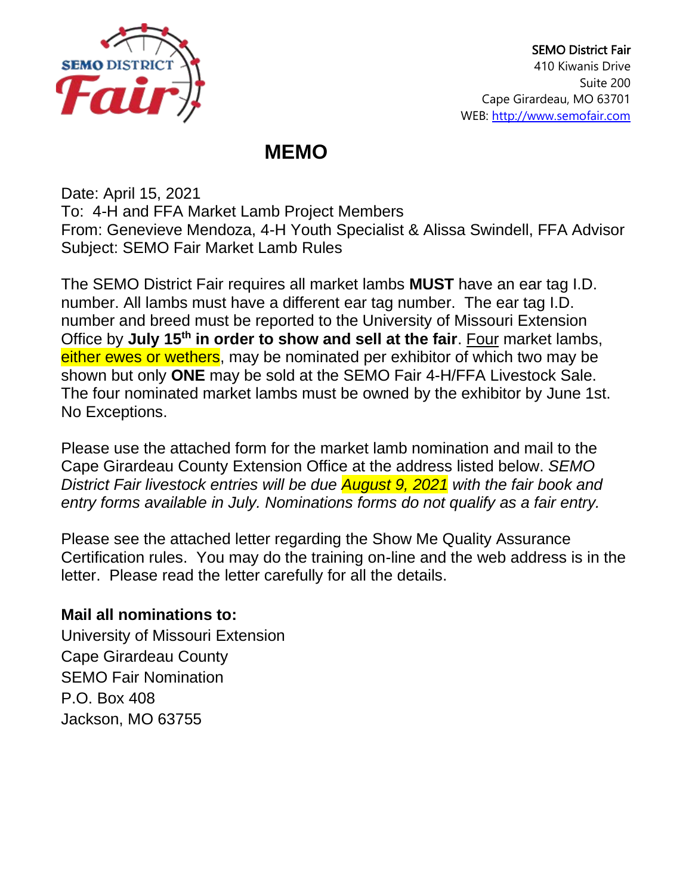SEMO District Fair
410 Kiwanis Drive
Suite 200
Cape Girardeau, MO 63701
WEB: http://www.semofair.com

# MEMO

Date: April 15, 2021
To: 4-H and FFA Market Lamb Project Members
From: Genevieve Mendoza, 4-H Youth Specialist & Alissa Swindell, FFA Advisor
Subject: SEMO Fair Market Lamb Rules

The SEMO District Fair requires all market lambs **MUST** have an ear tag I.D. number. All lambs must have a different ear tag number. The ear tag I.D. number and breed must be reported to the University of Missouri Extension Office by **July 15th in order to show and sell at the fair**. Four market lambs, either ewes or wethers, may be nominated per exhibitor of which two may be shown but only **ONE** may be sold at the SEMO Fair 4-H/FFA Livestock Sale. The four nominated market lambs must be owned by the exhibitor by June 1st. No Exceptions.

Please use the attached form for the market lamb nomination and mail to the Cape Girardeau County Extension Office at the address listed below. *SEMO District Fair livestock entries will be due August 9, 2021 with the fair book and entry forms available in July. Nominations forms do not qualify as a fair entry.*

Please see the attached letter regarding the Show Me Quality Assurance Certification rules. You may do the training on-line and the web address is in the letter. Please read the letter carefully for all the details.

**Mail all nominations to:**
University of Missouri Extension
Cape Girardeau County
SEMO Fair Nomination
P.O. Box 408
Jackson, MO 63755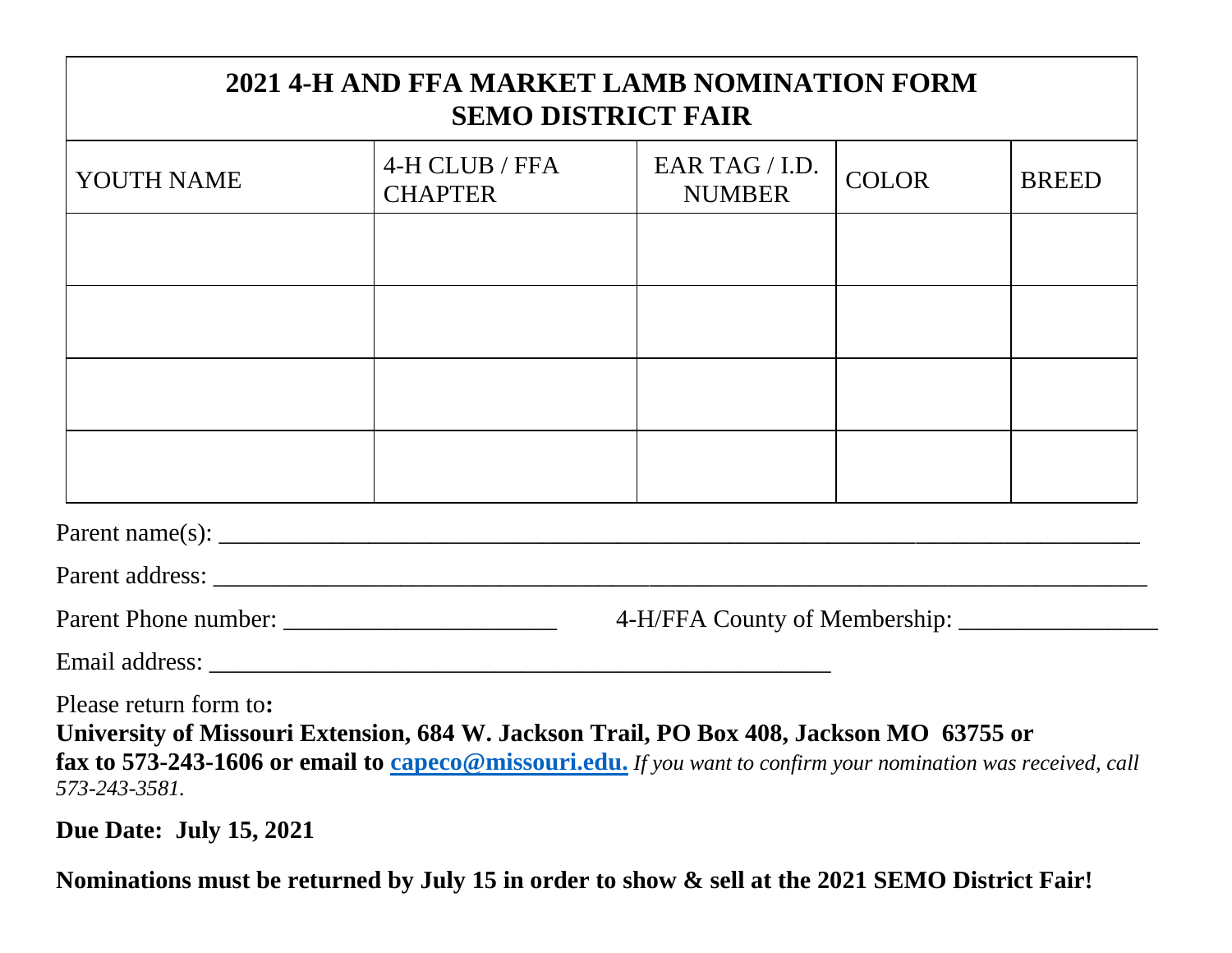# 2021 4-H AND FFA MARKET LAMB NOMINATION FORM
# SEMO DISTRICT FAIR

| YOUTH NAME | 4-H CLUB / FFA CHAPTER | EAR TAG / I.D. NUMBER | COLOR | BREED |
|---|---|---|---|---|
| | | | | |
| | | | | |
| | | | | |
| | | | | |

Parent name(s): ___________________________________________________________________________

Parent address: ____________________________________________________________________________

Parent Phone number: ______________________ 4-H/FFA County of Membership: ________________

Email address: ___________________________________________________

Please return form to**:**
**University of Missouri Extension, 684 W. Jackson Trail, PO Box 408, Jackson MO 63755 or fax to 573-243-1606 or email to capeco@missouri.edu.** *If you want to confirm your nomination was received, call 573-243-3581.*

**Due Date: July 15, 2021**

**Nominations must be returned by July 15 in order to show & sell at the 2021 SEMO District Fair!**